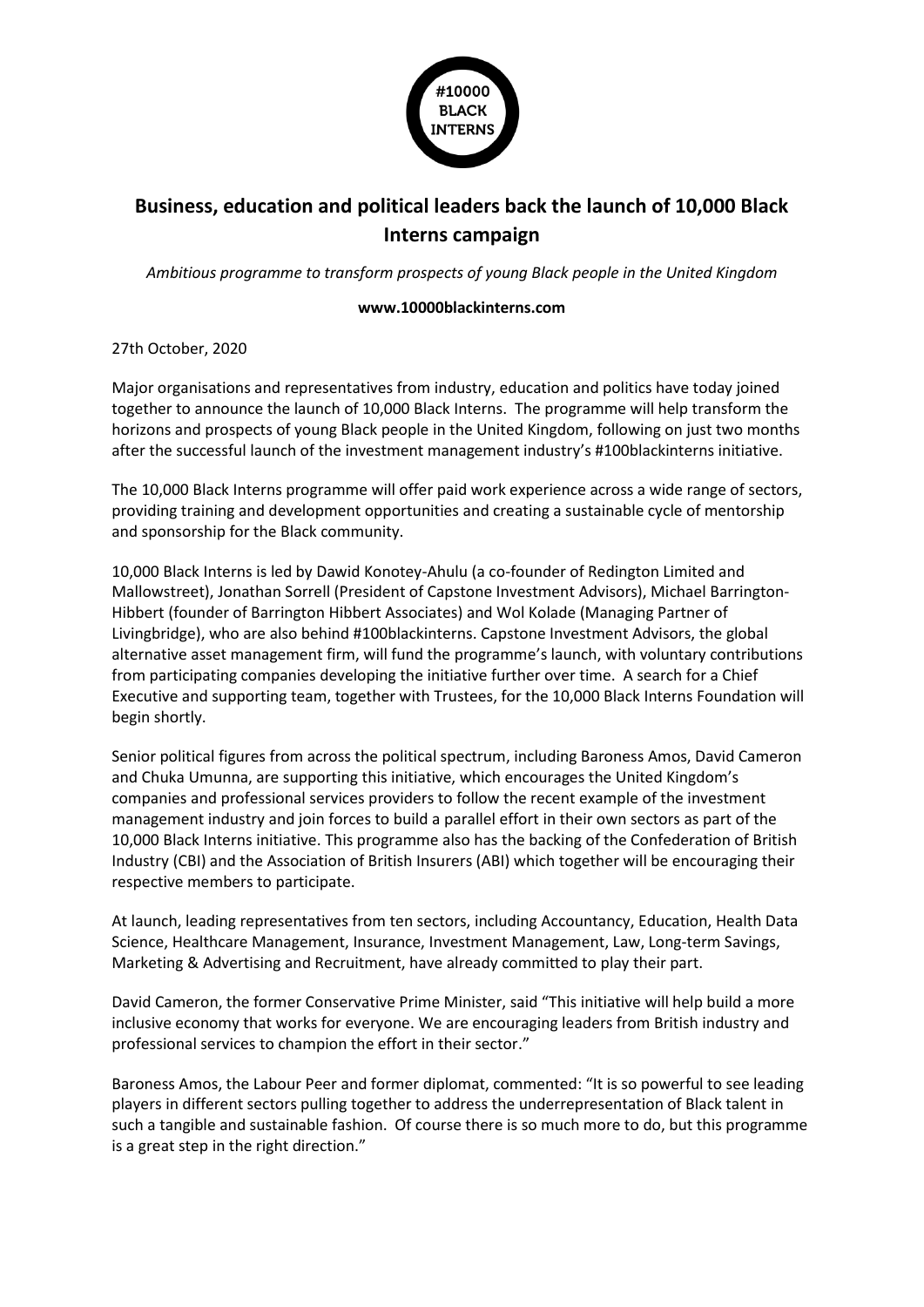# Business, education and political leaders back the launch of 10,000 Black Interns campaign

*Ambitious programme to transform prospects of young Black people in the United Kingdom*

**www.10000blackinterns.com**

27th October, 2020

Major organisations and representatives from industry, education and politics have today joined together to announce the launch of 10,000 Black Interns. The programme will help transform the horizons and prospects of young Black people in the United Kingdom, following on just two months after the successful launch of the investment management industry's #100blackinterns initiative.

The 10,000 Black Interns programme will offer paid work experience across a wide range of sectors, providing training and development opportunities and creating a sustainable cycle of mentorship and sponsorship for the Black community.

10,000 Black Interns is led by Dawid Konotey-Ahulu (a co-founder of Redington Limited and Mallowstreet), Jonathan Sorrell (President of Capstone Investment Advisors), Michael Barrington-Hibbert (founder of Barrington Hibbert Associates) and Wol Kolade (Managing Partner of Livingbridge), who are also behind #100blackinterns. Capstone Investment Advisors, the global alternative asset management firm, will fund the programme's launch, with voluntary contributions from participating companies developing the initiative further over time. A search for a Chief Executive and supporting team, together with Trustees, for the 10,000 Black Interns Foundation will begin shortly.

Senior political figures from across the political spectrum, including Baroness Amos, David Cameron and Chuka Umunna, are supporting this initiative, which encourages the United Kingdom's companies and professional services providers to follow the recent example of the investment management industry and join forces to build a parallel effort in their own sectors as part of the 10,000 Black Interns initiative. This programme also has the backing of the Confederation of British Industry (CBI) and the Association of British Insurers (ABI) which together will be encouraging their respective members to participate.

At launch, leading representatives from ten sectors, including Accountancy, Education, Health Data Science, Healthcare Management, Insurance, Investment Management, Law, Long-term Savings, Marketing & Advertising and Recruitment, have already committed to play their part.

David Cameron, the former Conservative Prime Minister, said "This initiative will help build a more inclusive economy that works for everyone. We are encouraging leaders from British industry and professional services to champion the effort in their sector."

Baroness Amos, the Labour Peer and former diplomat, commented: "It is so powerful to see leading players in different sectors pulling together to address the underrepresentation of Black talent in such a tangible and sustainable fashion. Of course there is so much more to do, but this programme is a great step in the right direction."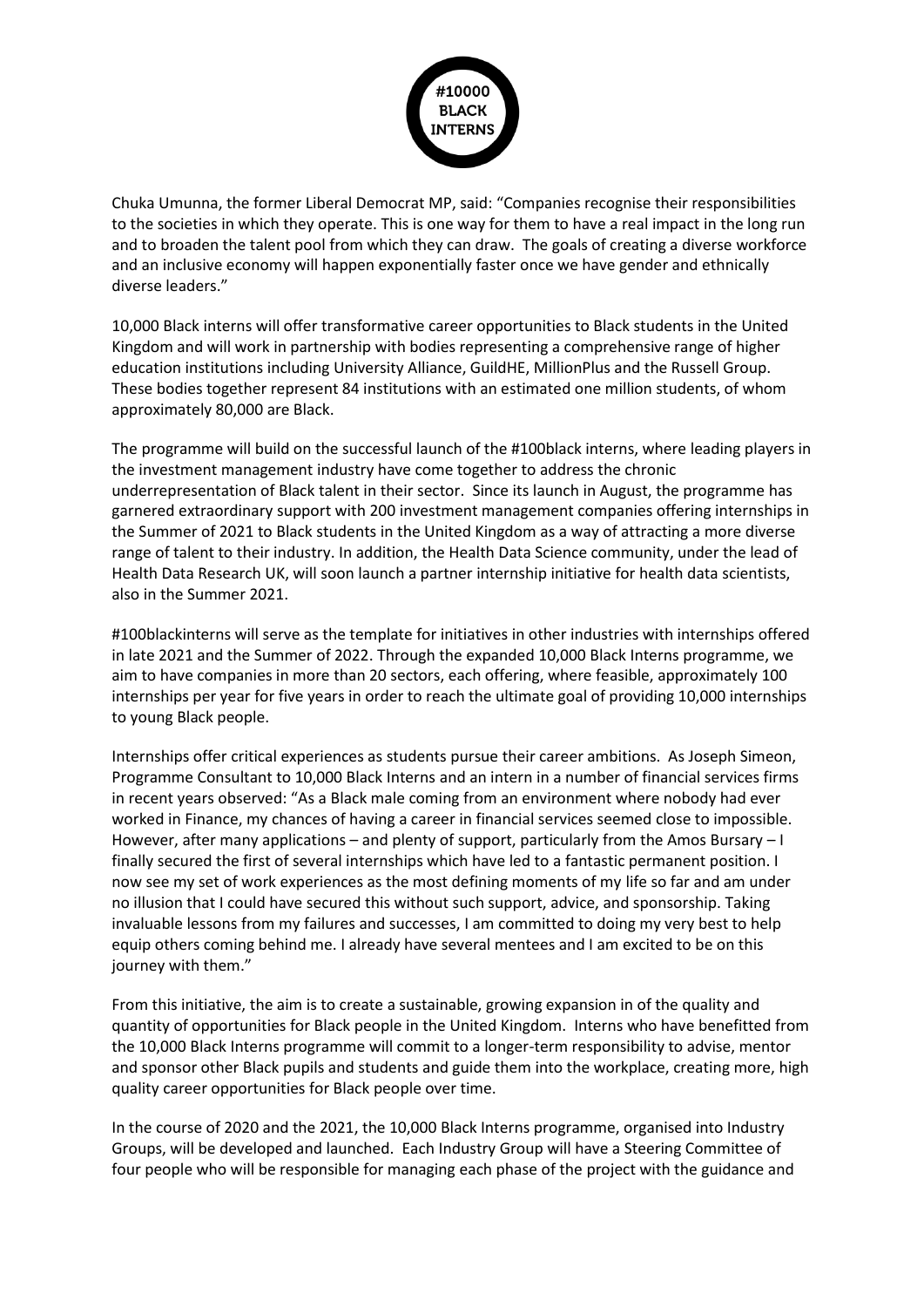Chuka Umunna, the former Liberal Democrat MP, said: "Companies recognise their responsibilities to the societies in which they operate. This is one way for them to have a real impact in the long run and to broaden the talent pool from which they can draw. The goals of creating a diverse workforce and an inclusive economy will happen exponentially faster once we have gender and ethnically diverse leaders."

10,000 Black interns will offer transformative career opportunities to Black students in the United Kingdom and will work in partnership with bodies representing a comprehensive range of higher education institutions including University Alliance, GuildHE, MillionPlus and the Russell Group. These bodies together represent 84 institutions with an estimated one million students, of whom approximately 80,000 are Black.

The programme will build on the successful launch of the #100black interns, where leading players in the investment management industry have come together to address the chronic underrepresentation of Black talent in their sector. Since its launch in August, the programme has garnered extraordinary support with 200 investment management companies offering internships in the Summer of 2021 to Black students in the United Kingdom as a way of attracting a more diverse range of talent to their industry. In addition, the Health Data Science community, under the lead of Health Data Research UK, will soon launch a partner internship initiative for health data scientists, also in the Summer 2021.

#100blackinterns will serve as the template for initiatives in other industries with internships offered in late 2021 and the Summer of 2022. Through the expanded 10,000 Black Interns programme, we aim to have companies in more than 20 sectors, each offering, where feasible, approximately 100 internships per year for five years in order to reach the ultimate goal of providing 10,000 internships to young Black people.

Internships offer critical experiences as students pursue their career ambitions. As Joseph Simeon, Programme Consultant to 10,000 Black Interns and an intern in a number of financial services firms in recent years observed: "As a Black male coming from an environment where nobody had ever worked in Finance, my chances of having a career in financial services seemed close to impossible. However, after many applications – and plenty of support, particularly from the Amos Bursary – I finally secured the first of several internships which have led to a fantastic permanent position. I now see my set of work experiences as the most defining moments of my life so far and am under no illusion that I could have secured this without such support, advice, and sponsorship. Taking invaluable lessons from my failures and successes, I am committed to doing my very best to help equip others coming behind me. I already have several mentees and I am excited to be on this journey with them."

From this initiative, the aim is to create a sustainable, growing expansion in of the quality and quantity of opportunities for Black people in the United Kingdom. Interns who have benefitted from the 10,000 Black Interns programme will commit to a longer-term responsibility to advise, mentor and sponsor other Black pupils and students and guide them into the workplace, creating more, high quality career opportunities for Black people over time.

In the course of 2020 and the 2021, the 10,000 Black Interns programme, organised into Industry Groups, will be developed and launched. Each Industry Group will have a Steering Committee of four people who will be responsible for managing each phase of the project with the guidance and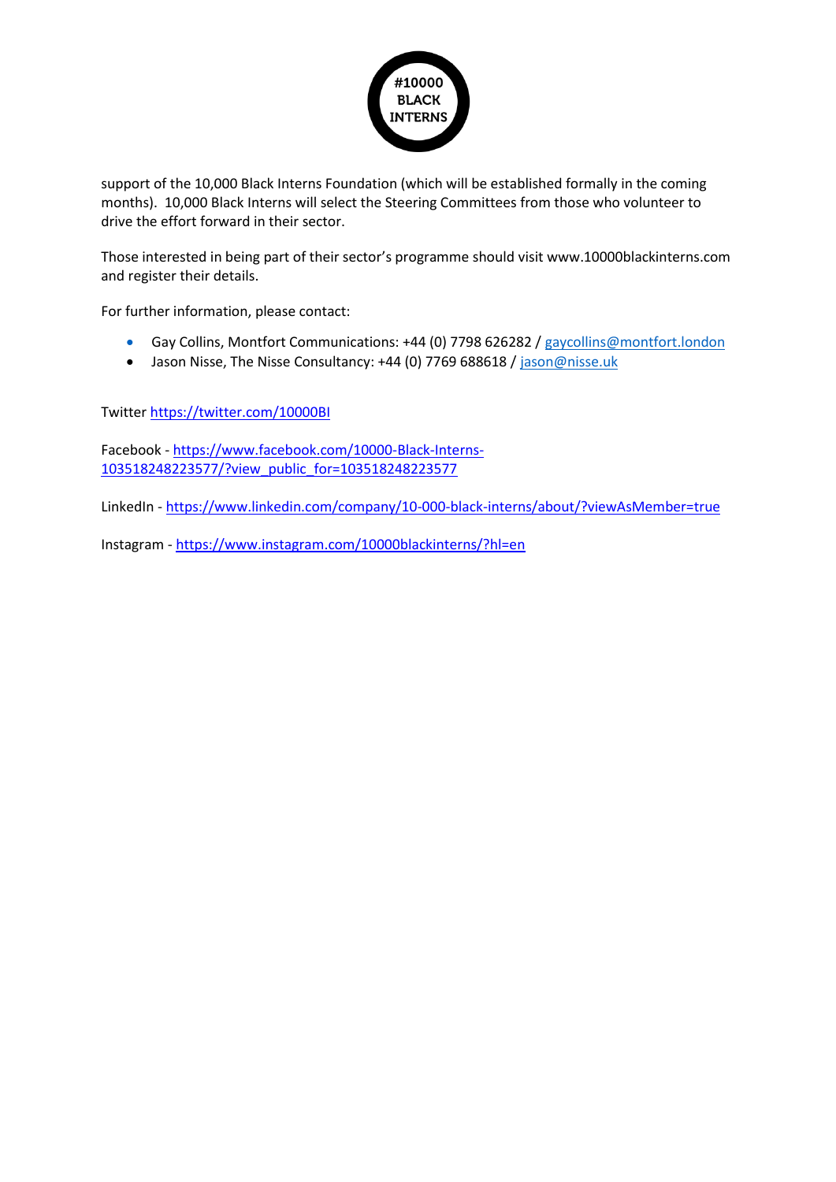support of the 10,000 Black Interns Foundation (which will be established formally in the coming months). 10,000 Black Interns will select the Steering Committees from those who volunteer to drive the effort forward in their sector.

Those interested in being part of their sector's programme should visit www.10000blackinterns.com and register their details.

For further information, please contact:

- Gay Collins, Montfort Communications: +44 (0) 7798 626282 / gaycollins@montfort.london
- Jason Nisse, The Nisse Consultancy: +44 (0) 7769 688618 / jason@nisse.uk

Twitter https://twitter.com/10000BI

Facebook - https://www.facebook.com/10000-Black-Interns-103518248223577/?view_public_for=103518248223577

LinkedIn - https://www.linkedin.com/company/10-000-black-interns/about/?viewAsMember=true

Instagram - https://www.instagram.com/10000blackinterns/?hl=en